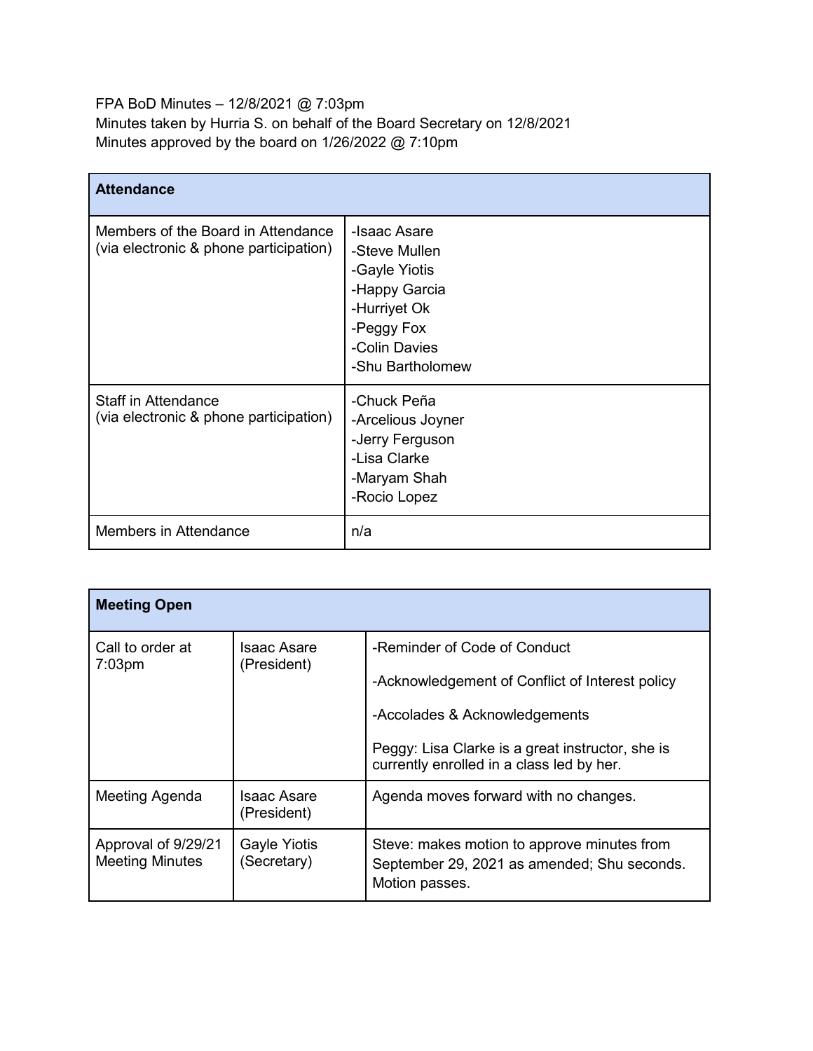FPA BoD Minutes – 12/8/2021 @ 7:03pm
Minutes taken by Hurria S. on behalf of the Board Secretary on 12/8/2021
Minutes approved by the board on 1/26/2022 @ 7:10pm

| **Attendance** | |
|---|---|
| Members of the Board in Attendance (via electronic & phone participation) | -Isaac Asare<br>-Steve Mullen<br>-Gayle Yiotis<br>-Happy Garcia<br>-Hurriyet Ok<br>-Peggy Fox<br>-Colin Davies<br>-Shu Bartholomew |
| Staff in Attendance (via electronic & phone participation) | -Chuck Peña<br>-Arcelious Joyner<br>-Jerry Ferguson<br>-Lisa Clarke<br>-Maryam Shah<br>-Rocio Lopez |
| Members in Attendance | n/a |

| **Meeting Open** | | |
|---|---|---|
| Call to order at 7:03pm | Isaac Asare (President) | -Reminder of Code of Conduct<br><br>-Acknowledgement of Conflict of Interest policy<br><br>-Accolades & Acknowledgements<br><br>Peggy: Lisa Clarke is a great instructor, she is currently enrolled in a class led by her. |
| Meeting Agenda | Isaac Asare (President) | Agenda moves forward with no changes. |
| Approval of 9/29/21 Meeting Minutes | Gayle Yiotis (Secretary) | Steve: makes motion to approve minutes from September 29, 2021 as amended; Shu seconds. Motion passes. |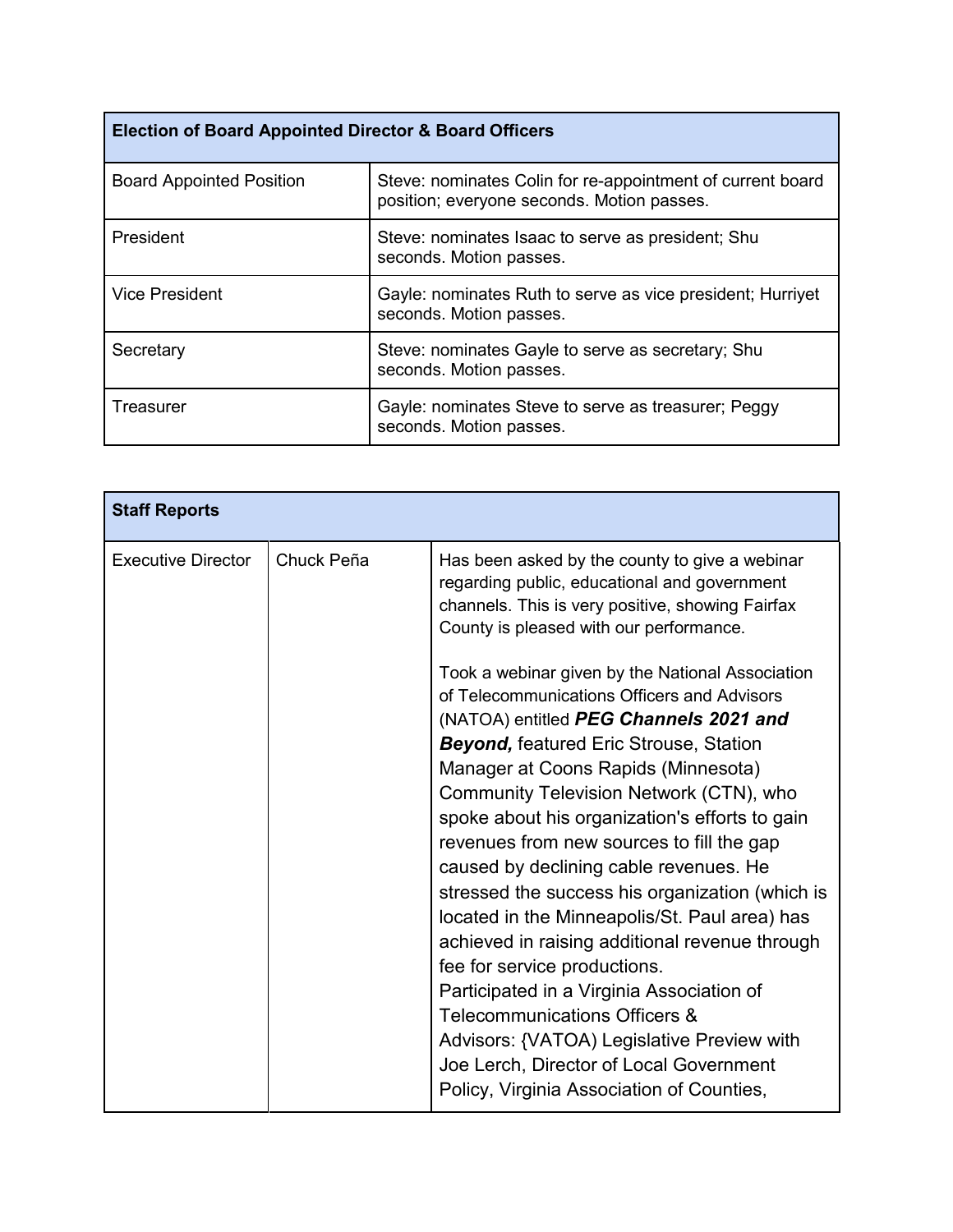| Election of Board Appointed Director & Board Officers | |
|---|---|
| Board Appointed Position | Steve: nominates Colin for re-appointment of current board position; everyone seconds. Motion passes. |
| President | Steve: nominates Isaac to serve as president; Shu seconds. Motion passes. |
| Vice President | Gayle: nominates Ruth to serve as vice president; Hurriyet seconds. Motion passes. |
| Secretary | Steve: nominates Gayle to serve as secretary; Shu seconds. Motion passes. |
| Treasurer | Gayle: nominates Steve to serve as treasurer; Peggy seconds. Motion passes. |

| Staff Reports | | |
|---|---|---|
| Executive Director | Chuck Peña | Has been asked by the county to give a webinar regarding public, educational and government channels. This is very positive, showing Fairfax County is pleased with our performance.<br><br>Took a webinar given by the National Association of Telecommunications Officers and Advisors (NATOA) entitled ***PEG Channels 2021 and Beyond,*** featured Eric Strouse, Station Manager at Coons Rapids (Minnesota) Community Television Network (CTN), who spoke about his organization's efforts to gain revenues from new sources to fill the gap caused by declining cable revenues. He stressed the success his organization (which is located in the Minneapolis/St. Paul area) has achieved in raising additional revenue through fee for service productions.<br>Participated in a Virginia Association of Telecommunications Officers & Advisors: {VATOA) Legislative Preview with Joe Lerch, Director of Local Government Policy, Virginia Association of Counties, |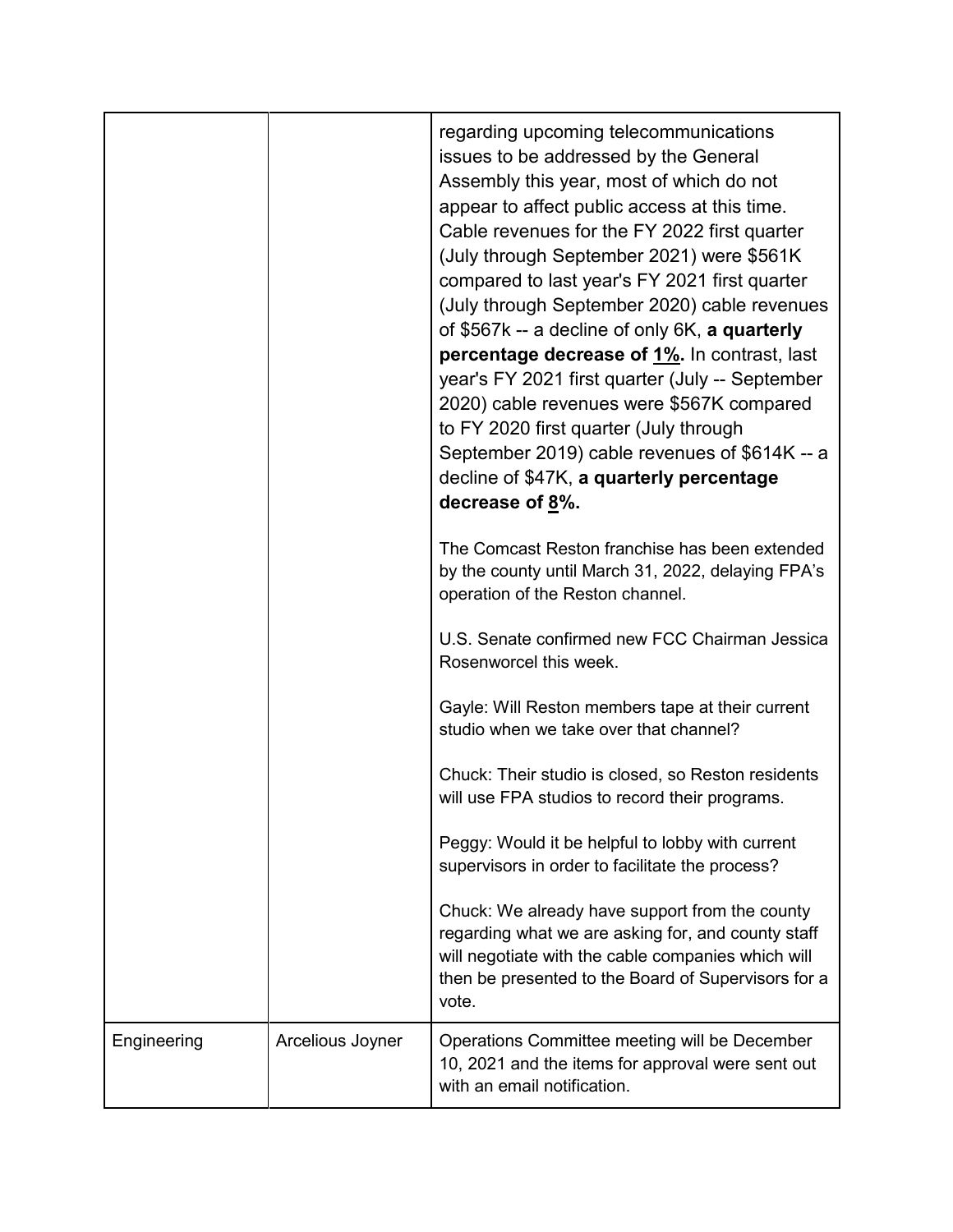| | | |
|---|---|---|
| | | regarding upcoming telecommunications issues to be addressed by the General Assembly this year, most of which do not appear to affect public access at this time. Cable revenues for the FY 2022 first quarter (July through September 2021) were $561K compared to last year's FY 2021 first quarter (July through September 2020) cable revenues of $567k -- a decline of only 6K, **a quarterly percentage decrease of <u>1%</u>.** In contrast, last year's FY 2021 first quarter (July -- September 2020) cable revenues were $567K compared to FY 2020 first quarter (July through September 2019) cable revenues of $614K -- a decline of $47K, **a quarterly percentage decrease of <u>8</u>%.**<br><br>The Comcast Reston franchise has been extended by the county until March 31, 2022, delaying FPA's operation of the Reston channel.<br><br>U.S. Senate confirmed new FCC Chairman Jessica Rosenworcel this week.<br><br>Gayle: Will Reston members tape at their current studio when we take over that channel?<br><br>Chuck: Their studio is closed, so Reston residents will use FPA studios to record their programs.<br><br>Peggy: Would it be helpful to lobby with current supervisors in order to facilitate the process?<br><br>Chuck: We already have support from the county regarding what we are asking for, and county staff will negotiate with the cable companies which will then be presented to the Board of Supervisors for a vote. |
| Engineering | Arcelious Joyner | Operations Committee meeting will be December 10, 2021 and the items for approval were sent out with an email notification. |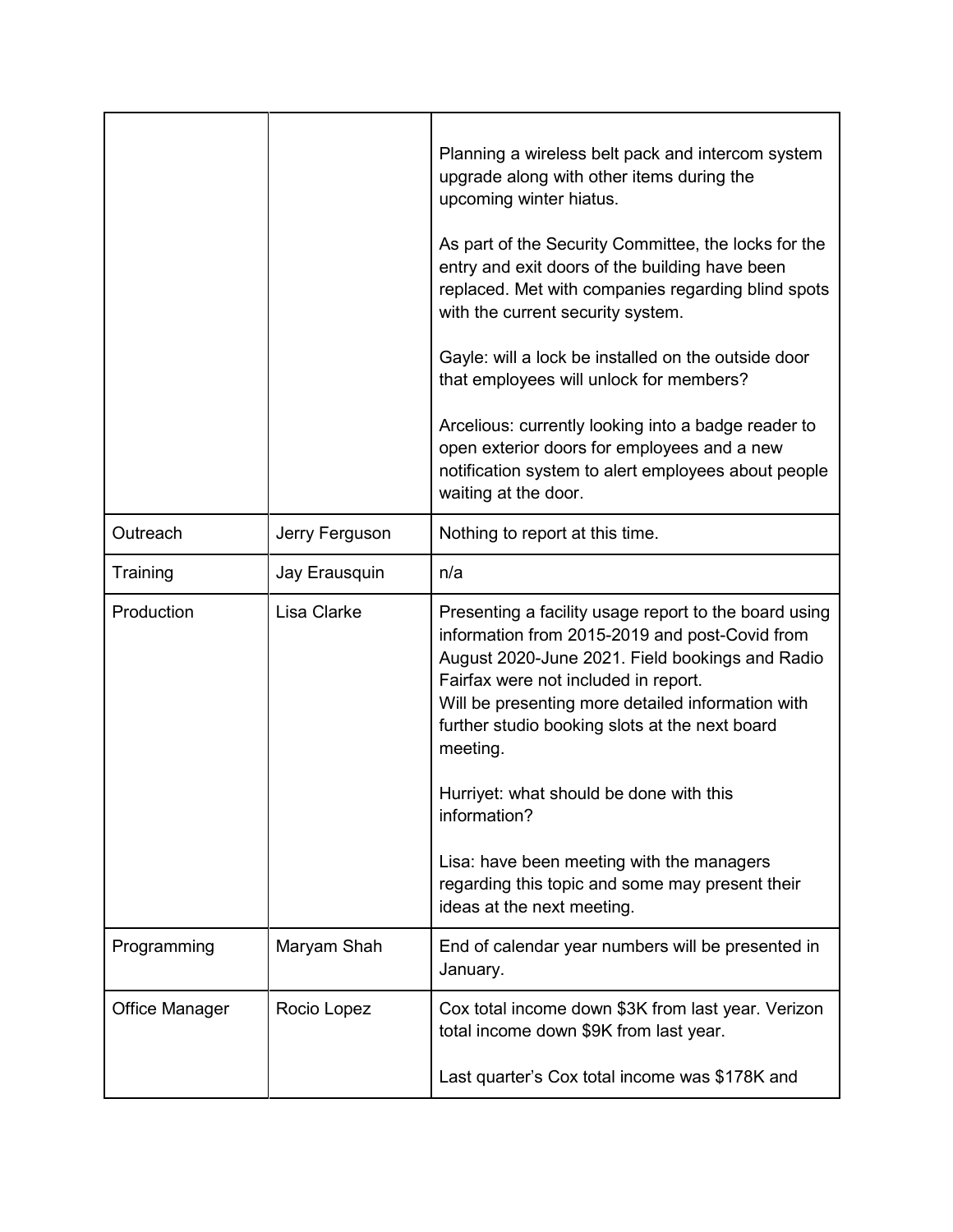| | | |
|---|---|---|
| | | Planning a wireless belt pack and intercom system upgrade along with other items during the upcoming winter hiatus.<br><br>As part of the Security Committee, the locks for the entry and exit doors of the building have been replaced. Met with companies regarding blind spots with the current security system.<br><br>Gayle: will a lock be installed on the outside door that employees will unlock for members?<br><br>Arcelious: currently looking into a badge reader to open exterior doors for employees and a new notification system to alert employees about people waiting at the door. |
| Outreach | Jerry Ferguson | Nothing to report at this time. |
| Training | Jay Erausquin | n/a |
| Production | Lisa Clarke | Presenting a facility usage report to the board using information from 2015-2019 and post-Covid from August 2020-June 2021. Field bookings and Radio Fairfax were not included in report.<br>Will be presenting more detailed information with further studio booking slots at the next board meeting.<br><br>Hurriyet: what should be done with this information?<br><br>Lisa: have been meeting with the managers regarding this topic and some may present their ideas at the next meeting. |
| Programming | Maryam Shah | End of calendar year numbers will be presented in January. |
| Office Manager | Rocio Lopez | Cox total income down $3K from last year. Verizon total income down $9K from last year.<br><br>Last quarter's Cox total income was $178K and |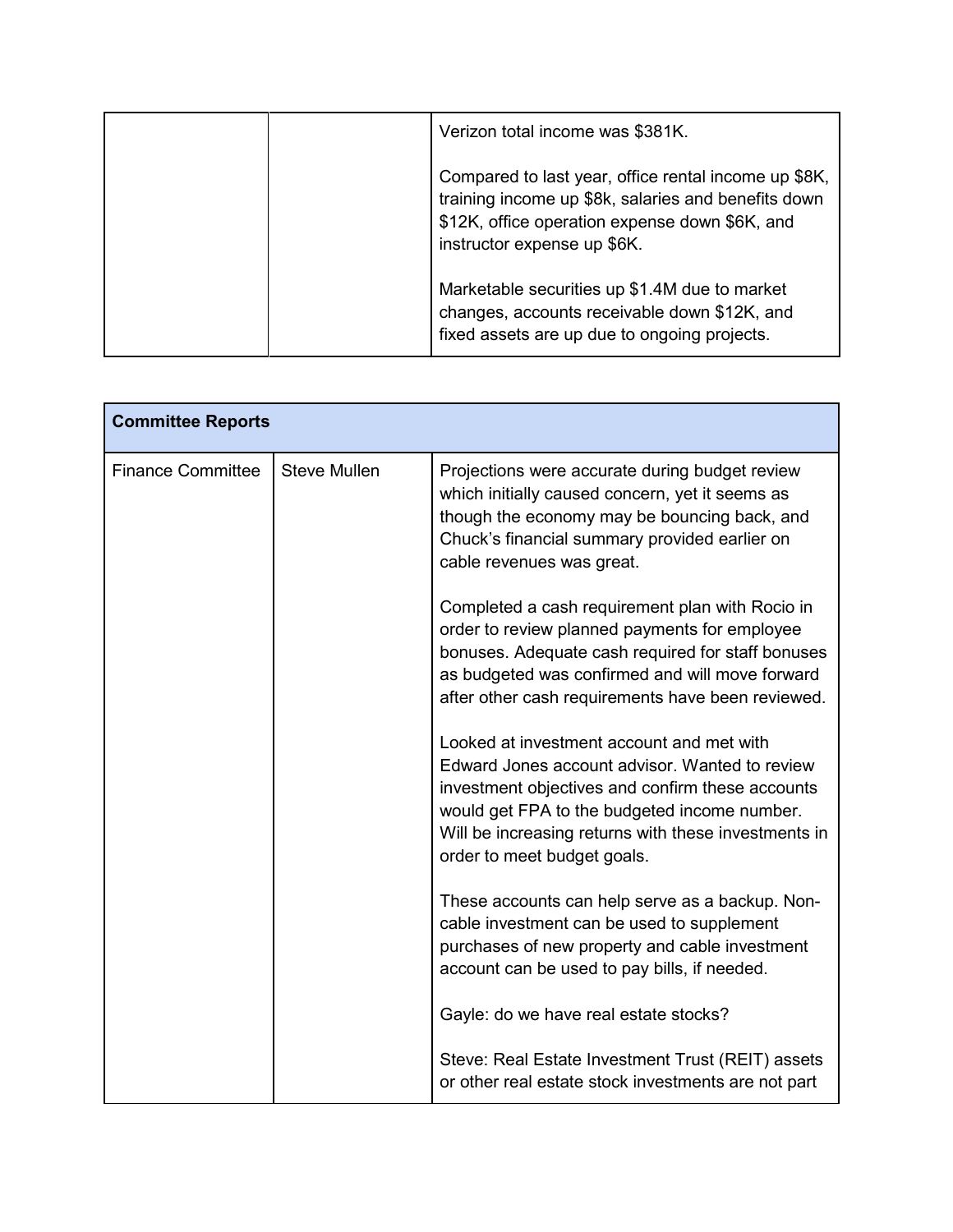|  |  |  |
|---|---|---|
|  |  | Verizon total income was $381K.<br><br>Compared to last year, office rental income up $8K, training income up $8k, salaries and benefits down $12K, office operation expense down $6K, and instructor expense up $6K.<br><br>Marketable securities up $1.4M due to market changes, accounts receivable down $12K, and fixed assets are up due to ongoing projects. |

| **Committee Reports** | | |
|---|---|---|
| Finance Committee | Steve Mullen | Projections were accurate during budget review which initially caused concern, yet it seems as though the economy may be bouncing back, and Chuck's financial summary provided earlier on cable revenues was great.<br><br>Completed a cash requirement plan with Rocio in order to review planned payments for employee bonuses. Adequate cash required for staff bonuses as budgeted was confirmed and will move forward after other cash requirements have been reviewed.<br><br>Looked at investment account and met with Edward Jones account advisor. Wanted to review investment objectives and confirm these accounts would get FPA to the budgeted income number. Will be increasing returns with these investments in order to meet budget goals.<br><br>These accounts can help serve as a backup. Non-cable investment can be used to supplement purchases of new property and cable investment account can be used to pay bills, if needed.<br><br>Gayle: do we have real estate stocks?<br><br>Steve: Real Estate Investment Trust (REIT) assets or other real estate stock investments are not part |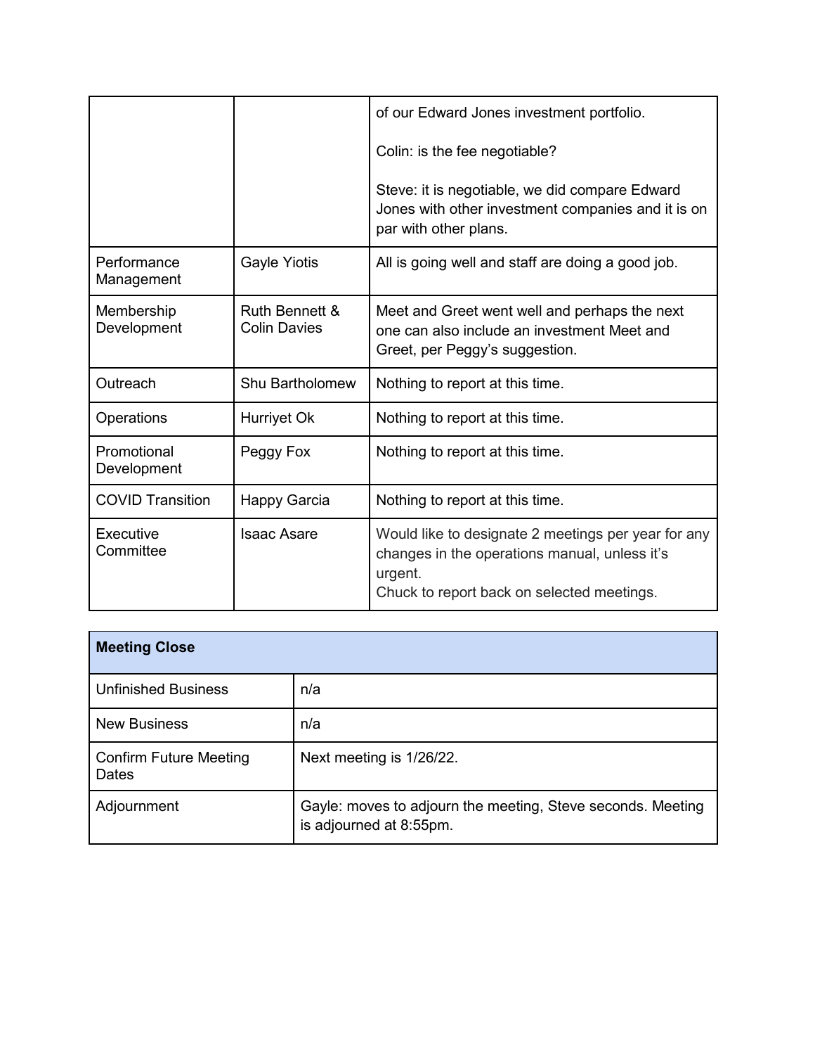| | | |
|---|---|---|
| | | of our Edward Jones investment portfolio.<br><br>Colin: is the fee negotiable?<br><br>Steve: it is negotiable, we did compare Edward Jones with other investment companies and it is on par with other plans. |
| Performance Management | Gayle Yiotis | All is going well and staff are doing a good job. |
| Membership Development | Ruth Bennett & Colin Davies | Meet and Greet went well and perhaps the next one can also include an investment Meet and Greet, per Peggy's suggestion. |
| Outreach | Shu Bartholomew | Nothing to report at this time. |
| Operations | Hurriyet Ok | Nothing to report at this time. |
| Promotional Development | Peggy Fox | Nothing to report at this time. |
| COVID Transition | Happy Garcia | Nothing to report at this time. |
| Executive Committee | Isaac Asare | Would like to designate 2 meetings per year for any changes in the operations manual, unless it's urgent.<br>Chuck to report back on selected meetings. |

| **Meeting Close** | |
|---|---|
| Unfinished Business | n/a |
| New Business | n/a |
| Confirm Future Meeting Dates | Next meeting is 1/26/22. |
| Adjournment | Gayle: moves to adjourn the meeting, Steve seconds. Meeting is adjourned at 8:55pm. |